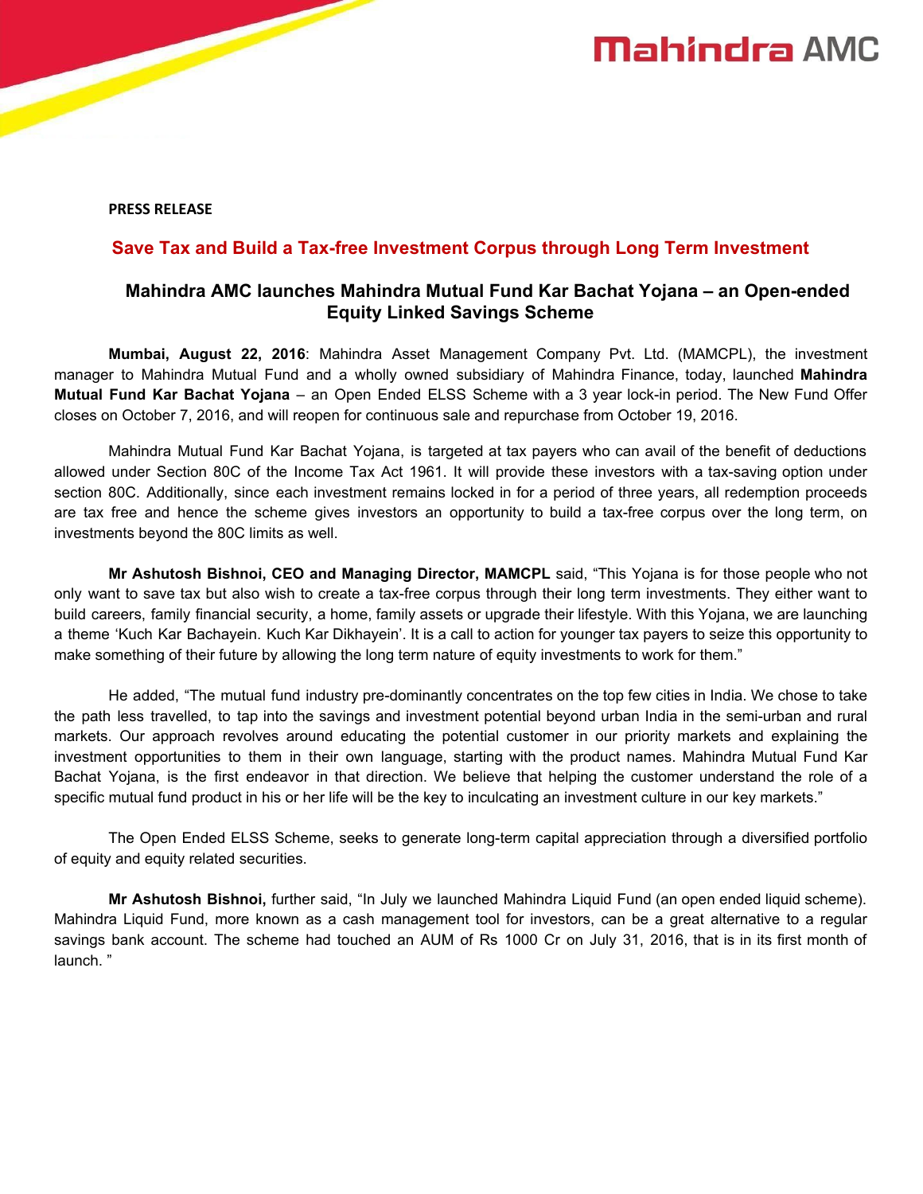**PRESS RELEASE**

## Save Tax and Build a Tax-free Investment Corpus through Long Term Investment

### Mahindra AMC launches Mahindra Mutual Fund Kar Bachat Yojana – an Open-ended Equity Linked Savings Scheme

**Mumbai, August 22, 2016**: Mahindra Asset Management Company Pvt. Ltd. (MAMCPL), the investment manager to Mahindra Mutual Fund and a wholly owned subsidiary of Mahindra Finance, today, launched **Mahindra Mutual Fund Kar Bachat Yojana** – an Open Ended ELSS Scheme with a 3 year lock-in period. The New Fund Offer closes on October 7, 2016, and will reopen for continuous sale and repurchase from October 19, 2016.

Mahindra Mutual Fund Kar Bachat Yojana, is targeted at tax payers who can avail of the benefit of deductions allowed under Section 80C of the Income Tax Act 1961. It will provide these investors with a tax-saving option under section 80C. Additionally, since each investment remains locked in for a period of three years, all redemption proceeds are tax free and hence the scheme gives investors an opportunity to build a tax-free corpus over the long term, on investments beyond the 80C limits as well.

**Mr Ashutosh Bishnoi, CEO and Managing Director, MAMCPL** said, "This Yojana is for those people who not only want to save tax but also wish to create a tax-free corpus through their long term investments. They either want to build careers, family financial security, a home, family assets or upgrade their lifestyle. With this Yojana, we are launching a theme 'Kuch Kar Bachayein. Kuch Kar Dikhayein'. It is a call to action for younger tax payers to seize this opportunity to make something of their future by allowing the long term nature of equity investments to work for them."

He added, "The mutual fund industry pre-dominantly concentrates on the top few cities in India. We chose to take the path less travelled, to tap into the savings and investment potential beyond urban India in the semi-urban and rural markets. Our approach revolves around educating the potential customer in our priority markets and explaining the investment opportunities to them in their own language, starting with the product names. Mahindra Mutual Fund Kar Bachat Yojana, is the first endeavor in that direction. We believe that helping the customer understand the role of a specific mutual fund product in his or her life will be the key to inculcating an investment culture in our key markets."

The Open Ended ELSS Scheme, seeks to generate long-term capital appreciation through a diversified portfolio of equity and equity related securities.

**Mr Ashutosh Bishnoi,** further said, "In July we launched Mahindra Liquid Fund (an open ended liquid scheme). Mahindra Liquid Fund, more known as a cash management tool for investors, can be a great alternative to a regular savings bank account. The scheme had touched an AUM of Rs 1000 Cr on July 31, 2016, that is in its first month of launch. "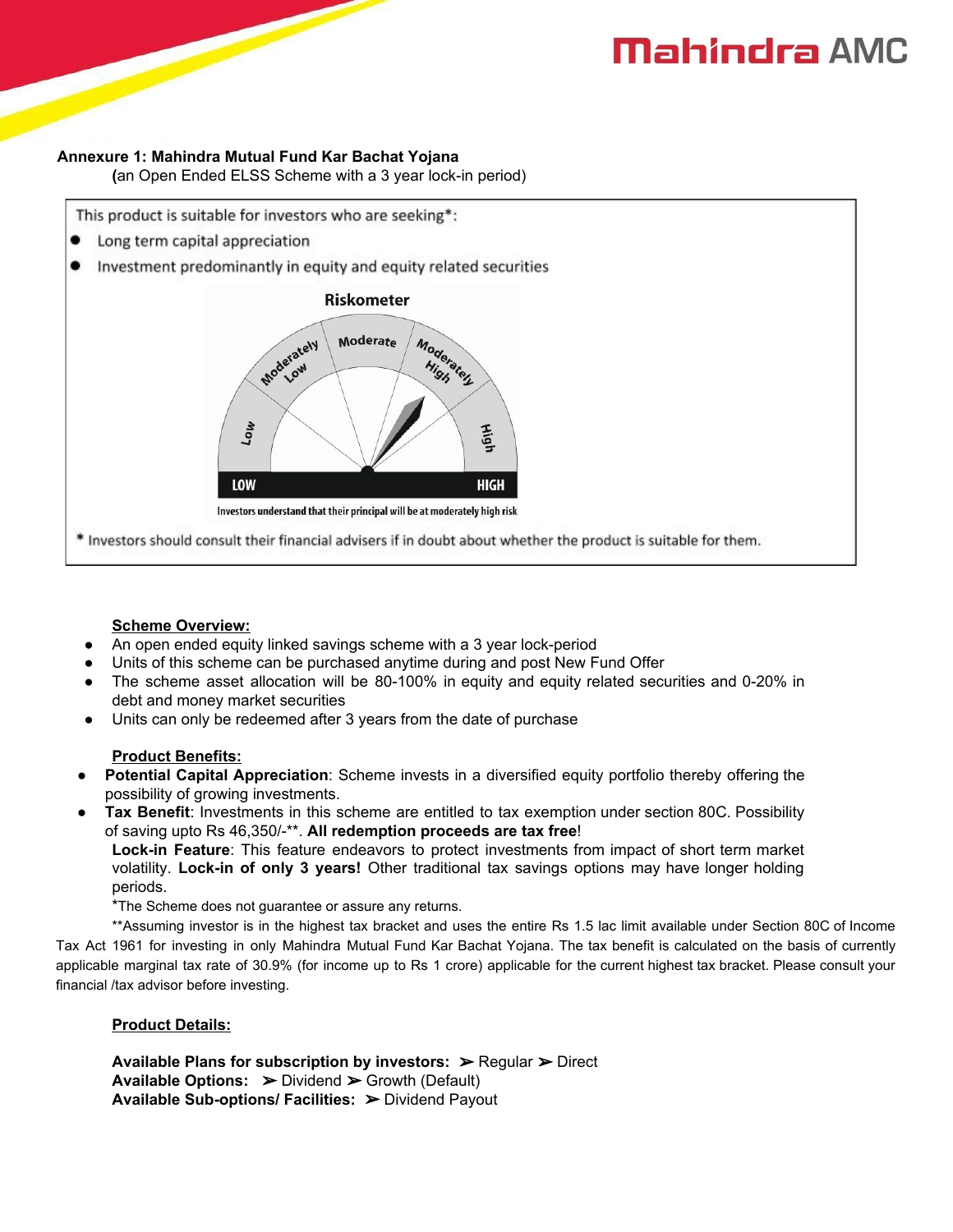**Annexure 1: Mahindra Mutual Fund Kar Bachat Yojana**
**(**an Open Ended ELSS Scheme with a 3 year lock-in period)

This product is suitable for investors who are seeking*:

- Long term capital appreciation
- Investment predominantly in equity and equity related securities

**Riskometer**

Low | Moderately Low | Moderate | Moderately High | High

LOW — HIGH

Investors understand that their principal will be at moderately high risk

\* Investors should consult their financial advisers if in doubt about whether the product is suitable for them.

**Scheme Overview:**

- An open ended equity linked savings scheme with a 3 year lock-period
- Units of this scheme can be purchased anytime during and post New Fund Offer
- The scheme asset allocation will be 80-100% in equity and equity related securities and 0-20% in debt and money market securities
- Units can only be redeemed after 3 years from the date of purchase

**Product Benefits:**

- **Potential Capital Appreciation**: Scheme invests in a diversified equity portfolio thereby offering the possibility of growing investments.
- **Tax Benefit**: Investments in this scheme are entitled to tax exemption under section 80C. Possibility of saving upto Rs 46,350/-**. **All redemption proceeds are tax free**!

**Lock-in Feature**: This feature endeavors to protect investments from impact of short term market volatility. **Lock-in of only 3 years!** Other traditional tax savings options may have longer holding periods.

*The Scheme does not guarantee or assure any returns.

**Assuming investor is in the highest tax bracket and uses the entire Rs 1.5 lac limit available under Section 80C of Income Tax Act 1961 for investing in only Mahindra Mutual Fund Kar Bachat Yojana. The tax benefit is calculated on the basis of currently applicable marginal tax rate of 30.9% (for income up to Rs 1 crore) applicable for the current highest tax bracket. Please consult your financial /tax advisor before investing.

**Product Details:**

**Available Plans for subscription by investors:** ➢ Regular ➢ Direct
**Available Options:** ➢ Dividend ➢ Growth (Default)
**Available Sub-options/ Facilities:** ➢ Dividend Payout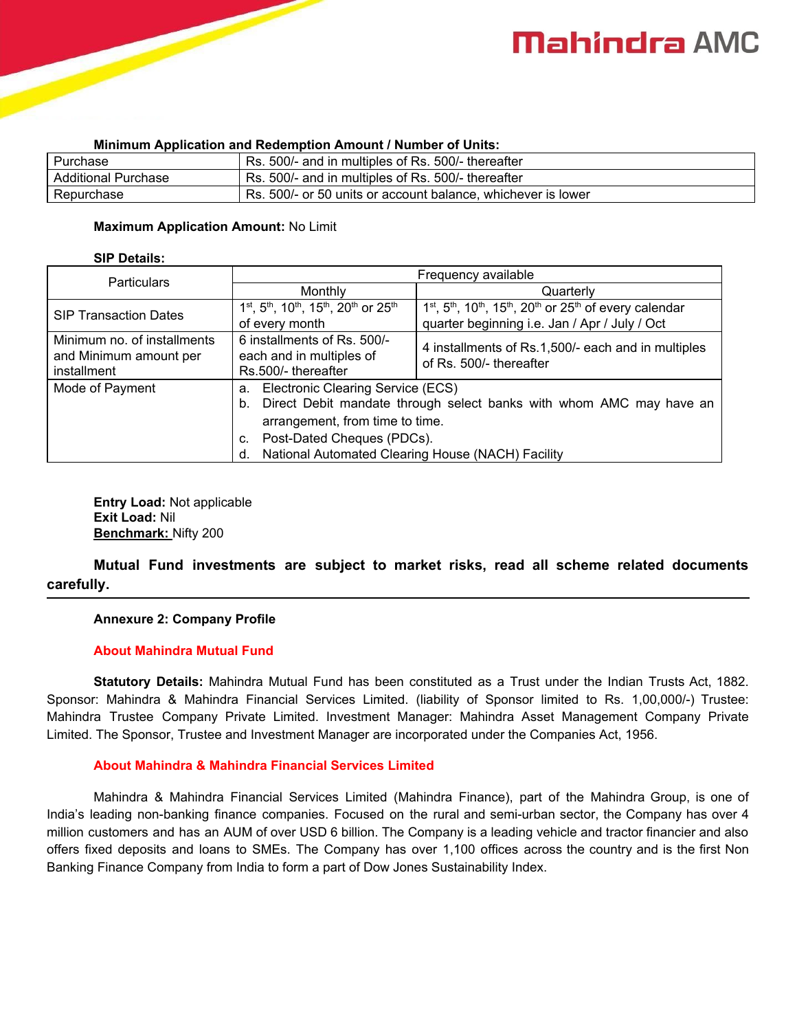**Minimum Application and Redemption Amount / Number of Units:**

| | |
|---|---|
| Purchase | Rs. 500/- and in multiples of Rs. 500/- thereafter |
| Additional Purchase | Rs. 500/- and in multiples of Rs. 500/- thereafter |
| Repurchase | Rs. 500/- or 50 units or account balance, whichever is lower |

**Maximum Application Amount:** No Limit

**SIP Details:**

| Particulars | Frequency available | |
|---|---|---|
| | Monthly | Quarterly |
| SIP Transaction Dates | 1st, 5th, 10th, 15th, 20th or 25th of every month | 1st, 5th, 10th, 15th, 20th or 25th of every calendar quarter beginning i.e. Jan / Apr / July / Oct |
| Minimum no. of installments and Minimum amount per installment | 6 installments of Rs. 500/- each and in multiples of Rs.500/- thereafter | 4 installments of Rs.1,500/- each and in multiples of Rs. 500/- thereafter |
| Mode of Payment | a. Electronic Clearing Service (ECS)<br>b. Direct Debit mandate through select banks with whom AMC may have an arrangement, from time to time.<br>c. Post-Dated Cheques (PDCs).<br>d. National Automated Clearing House (NACH) Facility | |

**Entry Load:** Not applicable
**Exit Load:** Nil
**Benchmark:** Nifty 200

**Mutual Fund investments are subject to market risks, read all scheme related documents carefully.**

---

**Annexure 2: Company Profile**

**About Mahindra Mutual Fund**

**Statutory Details:** Mahindra Mutual Fund has been constituted as a Trust under the Indian Trusts Act, 1882. Sponsor: Mahindra & Mahindra Financial Services Limited. (liability of Sponsor limited to Rs. 1,00,000/-) Trustee: Mahindra Trustee Company Private Limited. Investment Manager: Mahindra Asset Management Company Private Limited. The Sponsor, Trustee and Investment Manager are incorporated under the Companies Act, 1956.

**About Mahindra & Mahindra Financial Services Limited**

Mahindra & Mahindra Financial Services Limited (Mahindra Finance), part of the Mahindra Group, is one of India's leading non-banking finance companies. Focused on the rural and semi-urban sector, the Company has over 4 million customers and has an AUM of over USD 6 billion. The Company is a leading vehicle and tractor financier and also offers fixed deposits and loans to SMEs. The Company has over 1,100 offices across the country and is the first Non Banking Finance Company from India to form a part of Dow Jones Sustainability Index.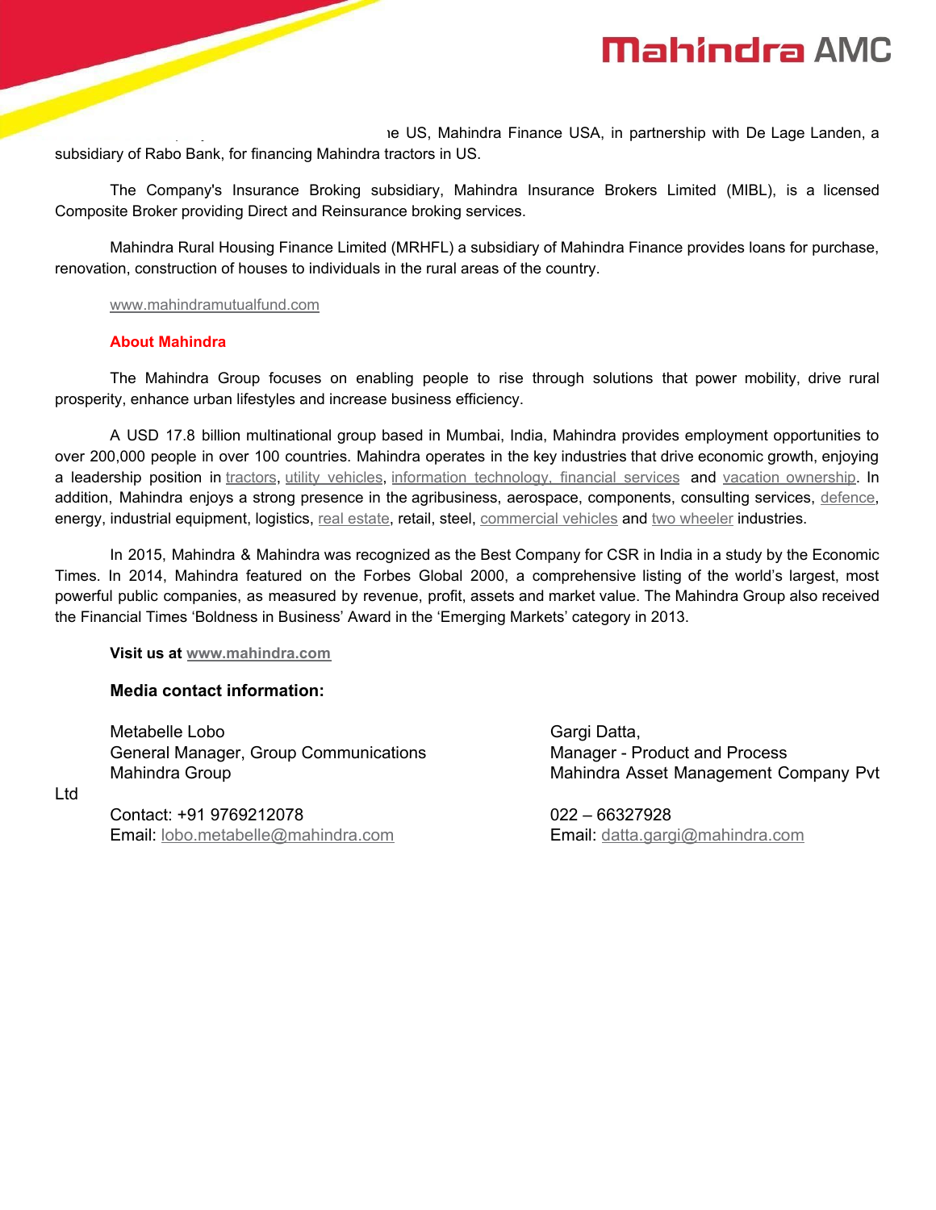he US, Mahindra Finance USA, in partnership with De Lage Landen, a subsidiary of Rabo Bank, for financing Mahindra tractors in US.

The Company's Insurance Broking subsidiary, Mahindra Insurance Brokers Limited (MIBL), is a licensed Composite Broker providing Direct and Reinsurance broking services.

Mahindra Rural Housing Finance Limited (MRHFL) a subsidiary of Mahindra Finance provides loans for purchase, renovation, construction of houses to individuals in the rural areas of the country.

www.mahindramutualfund.com

**About Mahindra**

The Mahindra Group focuses on enabling people to rise through solutions that power mobility, drive rural prosperity, enhance urban lifestyles and increase business efficiency.

A USD 17.8 billion multinational group based in Mumbai, India, Mahindra provides employment opportunities to over 200,000 people in over 100 countries. Mahindra operates in the key industries that drive economic growth, enjoying a leadership position in tractors, utility vehicles, information technology, financial services and vacation ownership. In addition, Mahindra enjoys a strong presence in the agribusiness, aerospace, components, consulting services, defence, energy, industrial equipment, logistics, real estate, retail, steel, commercial vehicles and two wheeler industries.

In 2015, Mahindra & Mahindra was recognized as the Best Company for CSR in India in a study by the Economic Times. In 2014, Mahindra featured on the Forbes Global 2000, a comprehensive listing of the world's largest, most powerful public companies, as measured by revenue, profit, assets and market value. The Mahindra Group also received the Financial Times 'Boldness in Business' Award in the 'Emerging Markets' category in 2013.

**Visit us at www.mahindra.com**

**Media contact information:**

Metabelle Lobo
General Manager, Group Communications
Mahindra Group
Contact: +91 9769212078
Email: lobo.metabelle@mahindra.com

Gargi Datta,
Manager - Product and Process
Mahindra Asset Management Company Pvt Ltd
022 – 66327928
Email: datta.gargi@mahindra.com